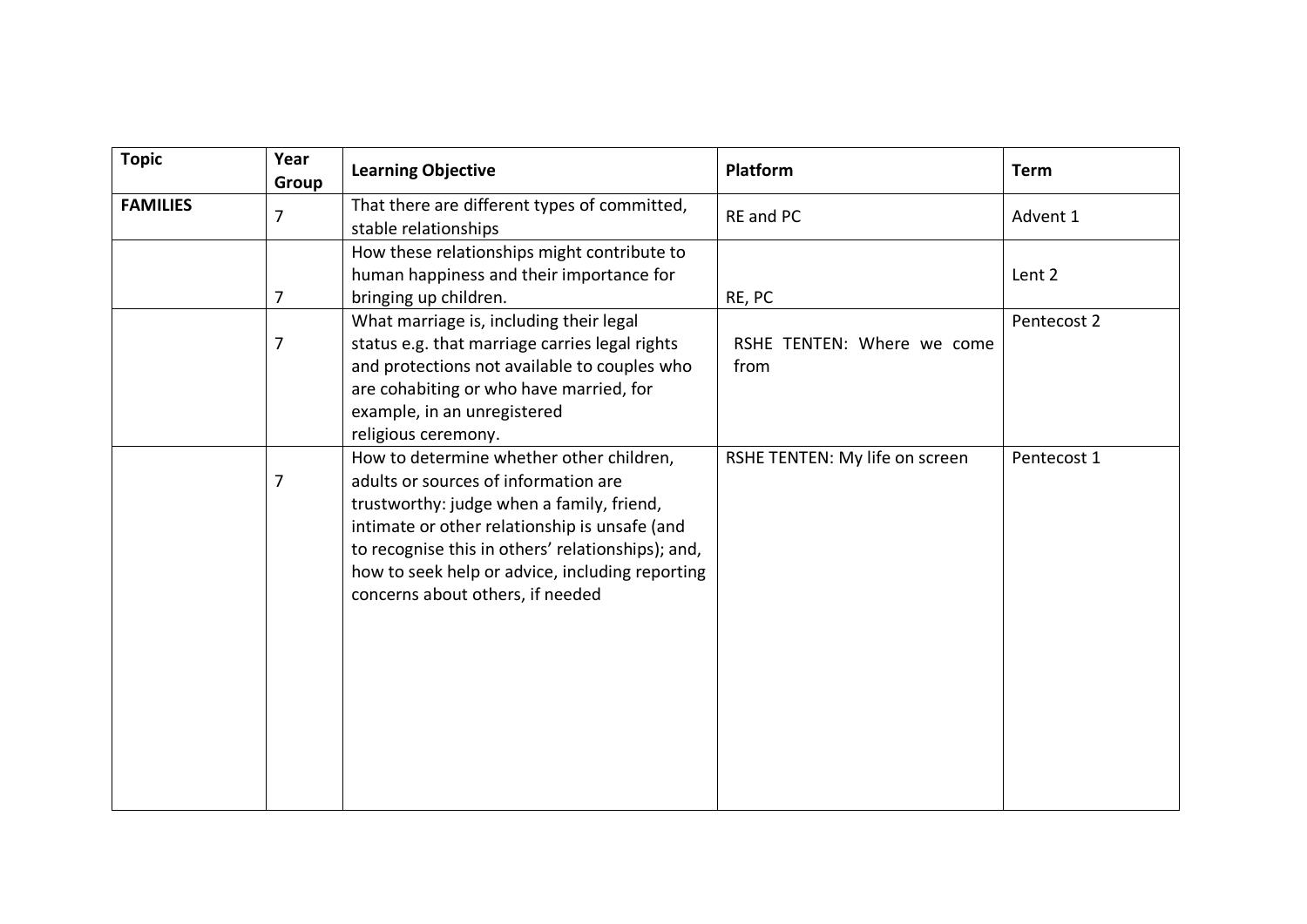| Topic | Year Group | Learning Objective | Platform | Term |
|---|---|---|---|---|
| **FAMILIES** | 7 | That there are different types of committed, stable relationships | RE and PC | Advent 1 |
| | 7 | How these relationships might contribute to human happiness and their importance for bringing up children. | RE, PC | Lent 2 |
| | 7 | What marriage is, including their legal status e.g. that marriage carries legal rights and protections not available to couples who are cohabiting or who have married, for example, in an unregistered religious ceremony. | RSHE TENTEN: Where we come from | Pentecost 2 |
| | 7 | How to determine whether other children, adults or sources of information are trustworthy: judge when a family, friend, intimate or other relationship is unsafe (and to recognise this in others' relationships); and, how to seek help or advice, including reporting concerns about others, if needed | RSHE TENTEN: My life on screen | Pentecost 1 |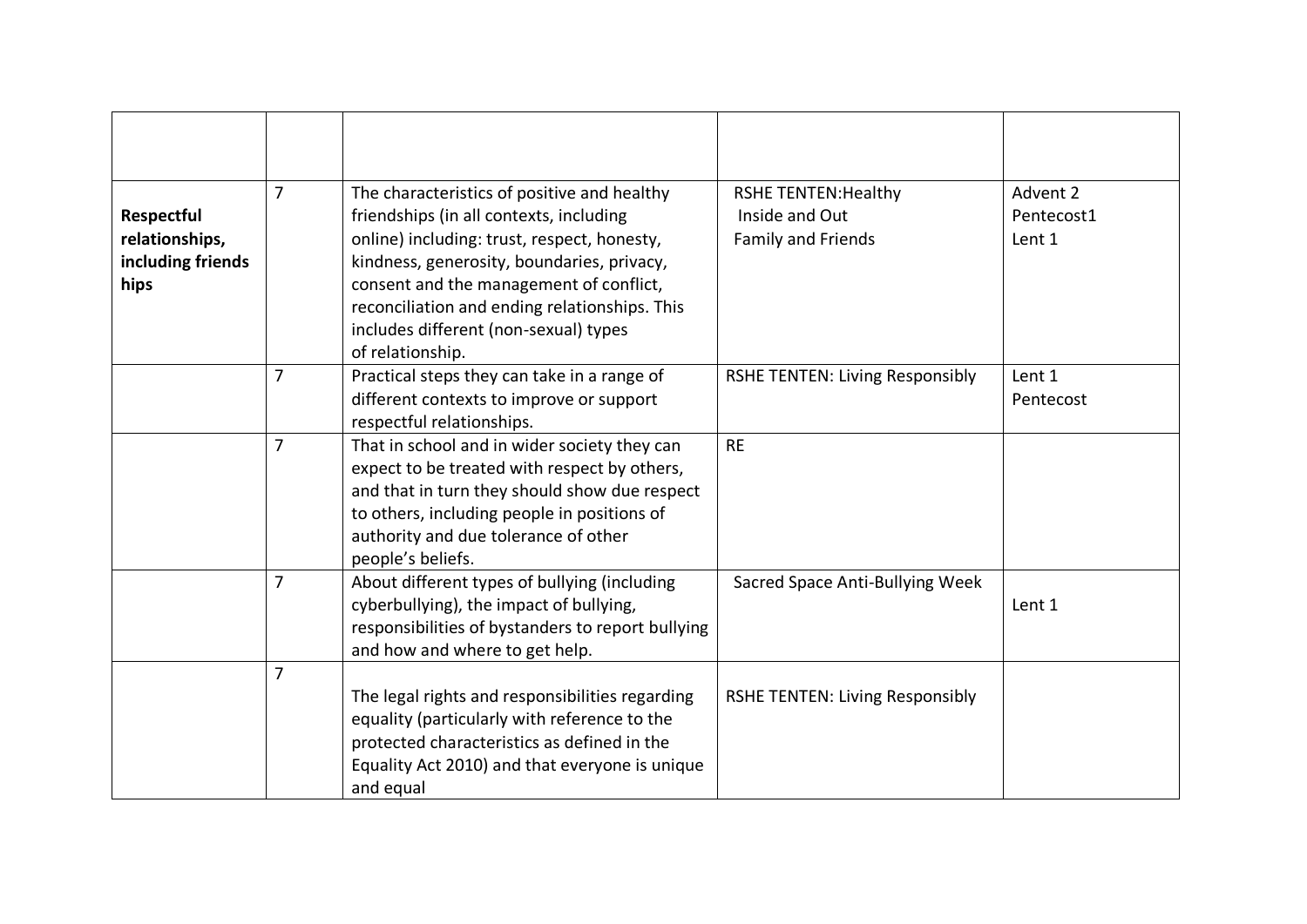|  |  |  |  |  |
|---|---|---|---|---|
| **Respectful relationships, including friends hips** | 7 | The characteristics of positive and healthy friendships (in all contexts, including online) including: trust, respect, honesty, kindness, generosity, boundaries, privacy, consent and the management of conflict, reconciliation and ending relationships. This includes different (non-sexual) types of relationship. | RSHE TENTEN:Healthy Inside and Out Family and Friends | Advent 2 Pentecost1 Lent 1 |
|  | 7 | Practical steps they can take in a range of different contexts to improve or support respectful relationships. | RSHE TENTEN: Living Responsibly | Lent 1 Pentecost |
|  | 7 | That in school and in wider society they can expect to be treated with respect by others, and that in turn they should show due respect to others, including people in positions of authority and due tolerance of other people's beliefs. | RE |  |
|  | 7 | About different types of bullying (including cyberbullying), the impact of bullying, responsibilities of bystanders to report bullying and how and where to get help. | Sacred Space Anti-Bullying Week | Lent 1 |
|  | 7 | The legal rights and responsibilities regarding equality (particularly with reference to the protected characteristics as defined in the Equality Act 2010) and that everyone is unique and equal | RSHE TENTEN: Living Responsibly |  |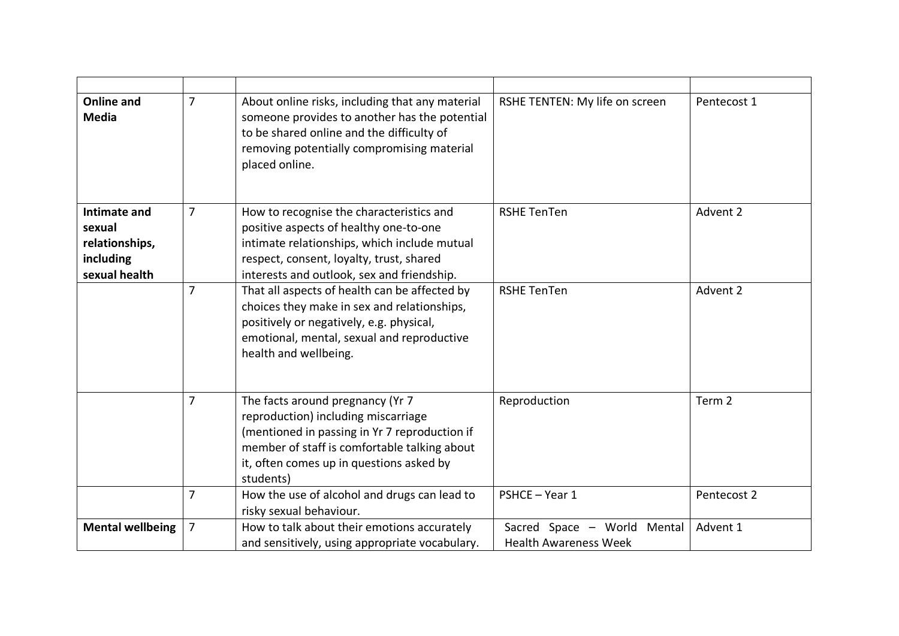| | | | | |
|---|---|---|---|---|
| **Online and Media** | 7 | About online risks, including that any material someone provides to another has the potential to be shared online and the difficulty of removing potentially compromising material placed online. | RSHE TENTEN: My life on screen | Pentecost 1 |
| **Intimate and sexual relationships, including sexual health** | 7 | How to recognise the characteristics and positive aspects of healthy one-to-one intimate relationships, which include mutual respect, consent, loyalty, trust, shared interests and outlook, sex and friendship. | RSHE TenTen | Advent 2 |
| | 7 | That all aspects of health can be affected by choices they make in sex and relationships, positively or negatively, e.g. physical, emotional, mental, sexual and reproductive health and wellbeing. | RSHE TenTen | Advent 2 |
| | 7 | The facts around pregnancy (Yr 7 reproduction) including miscarriage (mentioned in passing in Yr 7 reproduction if member of staff is comfortable talking about it, often comes up in questions asked by students) | Reproduction | Term 2 |
| | 7 | How the use of alcohol and drugs can lead to risky sexual behaviour. | PSHCE – Year 1 | Pentecost 2 |
| **Mental wellbeing** | 7 | How to talk about their emotions accurately and sensitively, using appropriate vocabulary. | Sacred Space – World Mental Health Awareness Week | Advent 1 |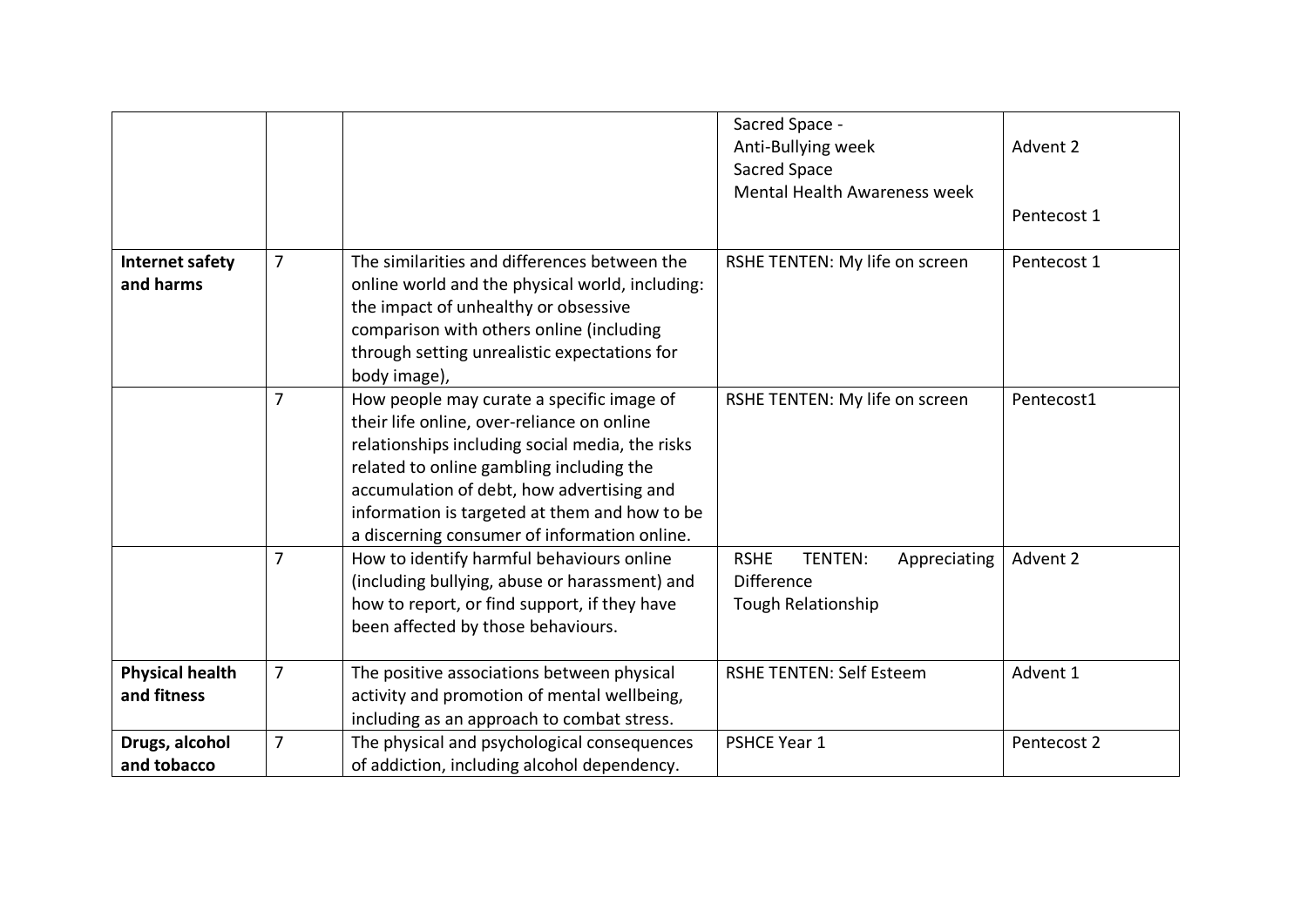| | | | | |
|---|---|---|---|---|
| | | | Sacred Space - Anti-Bullying week Sacred Space Mental Health Awareness week | Advent 2 Pentecost 1 |
| **Internet safety and harms** | 7 | The similarities and differences between the online world and the physical world, including: the impact of unhealthy or obsessive comparison with others online (including through setting unrealistic expectations for body image), | RSHE TENTEN: My life on screen | Pentecost 1 |
| | 7 | How people may curate a specific image of their life online, over-reliance on online relationships including social media, the risks related to online gambling including the accumulation of debt, how advertising and information is targeted at them and how to be a discerning consumer of information online. | RSHE TENTEN: My life on screen | Pentecost1 |
| | 7 | How to identify harmful behaviours online (including bullying, abuse or harassment) and how to report, or find support, if they have been affected by those behaviours. | RSHE TENTEN: Appreciating Difference Tough Relationship | Advent 2 |
| **Physical health and fitness** | 7 | The positive associations between physical activity and promotion of mental wellbeing, including as an approach to combat stress. | RSHE TENTEN: Self Esteem | Advent 1 |
| **Drugs, alcohol and tobacco** | 7 | The physical and psychological consequences of addiction, including alcohol dependency. | PSHCE Year 1 | Pentecost 2 |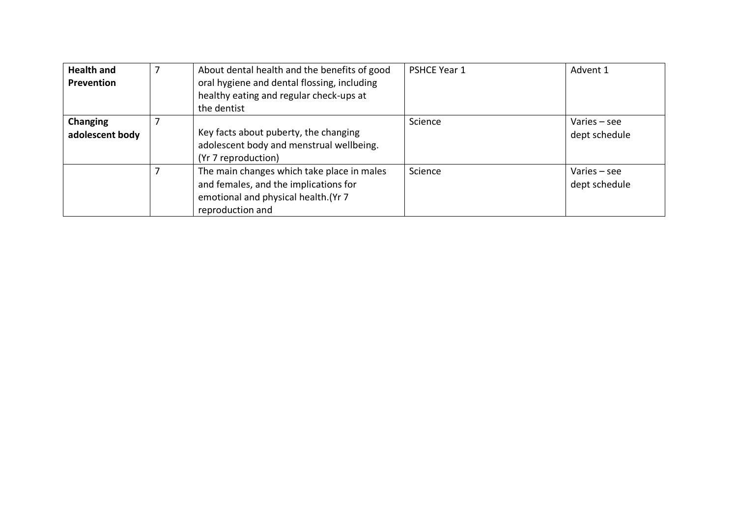| | | | | |
|---|---|---|---|---|
| **Health and Prevention** | 7 | About dental health and the benefits of good oral hygiene and dental flossing, including healthy eating and regular check-ups at the dentist | PSHCE Year 1 | Advent 1 |
| **Changing adolescent body** | 7 | Key facts about puberty, the changing adolescent body and menstrual wellbeing. (Yr 7 reproduction) | Science | Varies – see dept schedule |
| | 7 | The main changes which take place in males and females, and the implications for emotional and physical health.(Yr 7 reproduction and | Science | Varies – see dept schedule |